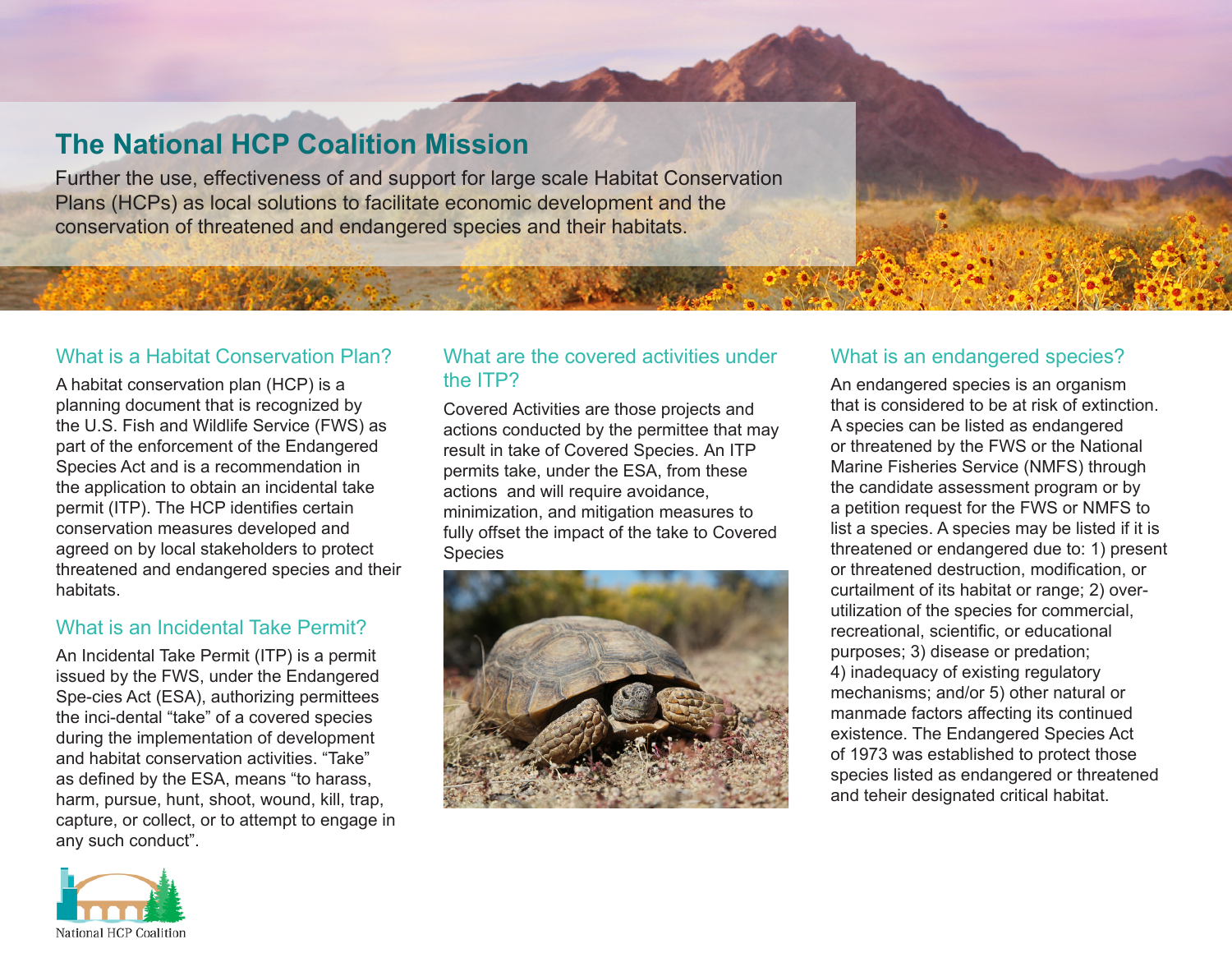# The National HCP Coalition Mission

Further the use, effectiveness of and support for large scale Habitat Conservation Plans (HCPs) as local solutions to facilitate economic development and the conservation of threatened and endangered species and their habitats.

## What is a Habitat Conservation Plan?

A habitat conservation plan (HCP) is a planning document that is recognized by the U.S. Fish and Wildlife Service (FWS) as part of the enforcement of the Endangered Species Act and is a recommendation in the application to obtain an incidental take permit (ITP). The HCP identifies certain conservation measures developed and agreed on by local stakeholders to protect threatened and endangered species and their habitats.

## What is an Incidental Take Permit?

An Incidental Take Permit (ITP) is a permit issued by the FWS, under the Endangered Spe-cies Act (ESA), authorizing permittees the inci-dental "take" of a covered species during the implementation of development and habitat conservation activities. "Take" as defined by the ESA, means "to harass, harm, pursue, hunt, shoot, wound, kill, trap, capture, or collect, or to attempt to engage in any such conduct".

## What are the covered activities under the ITP?

Covered Activities are those projects and actions conducted by the permittee that may result in take of Covered Species. An ITP permits take, under the ESA, from these actions and will require avoidance, minimization, and mitigation measures to fully offset the impact of the take to Covered Species

## What is an endangered species?

An endangered species is an organism that is considered to be at risk of extinction. A species can be listed as endangered or threatened by the FWS or the National Marine Fisheries Service (NMFS) through the candidate assessment program or by a petition request for the FWS or NMFS to list a species. A species may be listed if it is threatened or endangered due to: 1) present or threatened destruction, modification, or curtailment of its habitat or range; 2) over-utilization of the species for commercial, recreational, scientific, or educational purposes; 3) disease or predation; 4) inadequacy of existing regulatory mechanisms; and/or 5) other natural or manmade factors affecting its continued existence. The Endangered Species Act of 1973 was established to protect those species listed as endangered or threatened and teheir designated critical habitat.

National HCP Coalition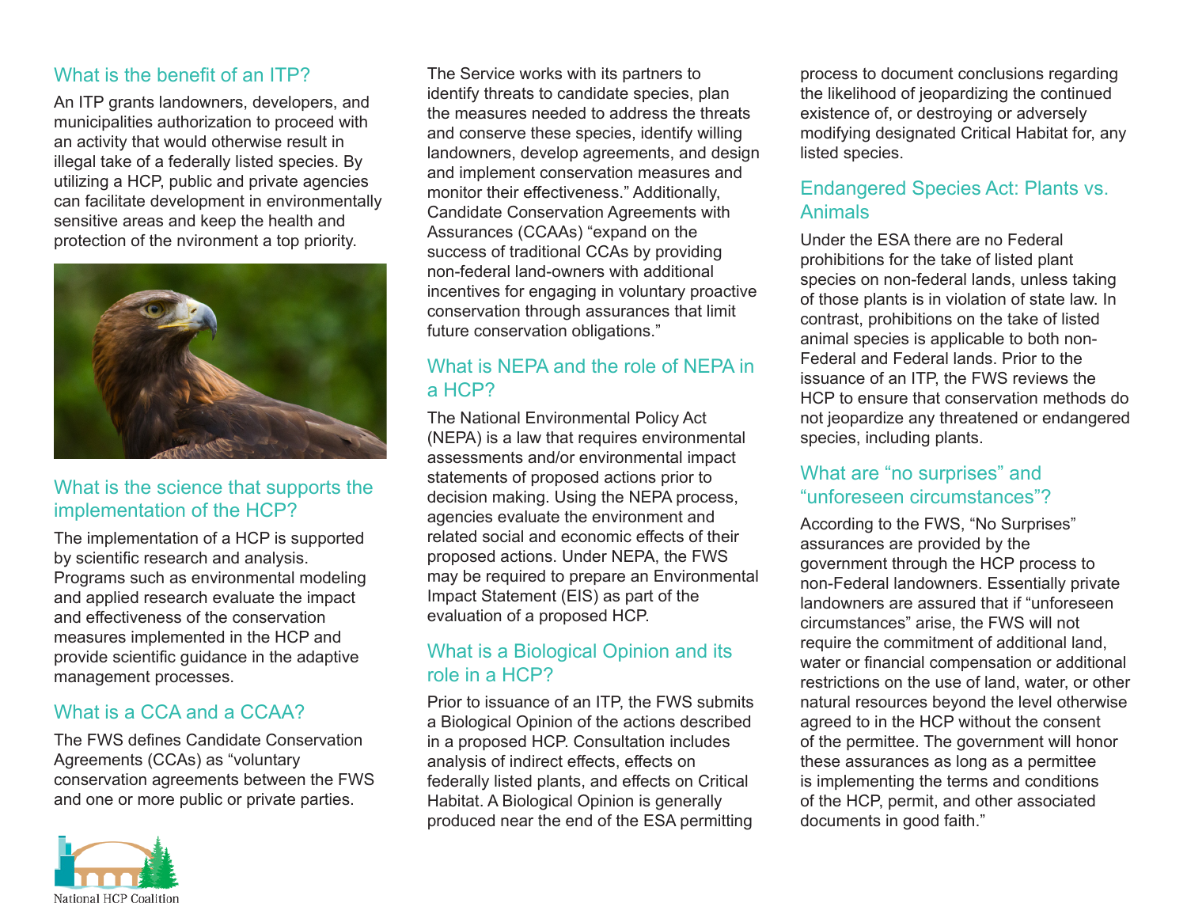## What is the benefit of an ITP?

An ITP grants landowners, developers, and municipalities authorization to proceed with an activity that would otherwise result in illegal take of a federally listed species. By utilizing a HCP, public and private agencies can facilitate development in environmentally sensitive areas and keep the health and protection of the nvironment a top priority.

## What is the science that supports the implementation of the HCP?

The implementation of a HCP is supported by scientific research and analysis. Programs such as environmental modeling and applied research evaluate the impact and effectiveness of the conservation measures implemented in the HCP and provide scientific guidance in the adaptive management processes.

## What is a CCA and a CCAA?

The FWS defines Candidate Conservation Agreements (CCAs) as "voluntary conservation agreements between the FWS and one or more public or private parties. The Service works with its partners to identify threats to candidate species, plan the measures needed to address the threats and conserve these species, identify willing landowners, develop agreements, and design and implement conservation measures and monitor their effectiveness." Additionally, Candidate Conservation Agreements with Assurances (CCAAs) "expand on the success of traditional CCAs by providing non-federal land-owners with additional incentives for engaging in voluntary proactive conservation through assurances that limit future conservation obligations."

## What is NEPA and the role of NEPA in a HCP?

The National Environmental Policy Act (NEPA) is a law that requires environmental assessments and/or environmental impact statements of proposed actions prior to decision making. Using the NEPA process, agencies evaluate the environment and related social and economic effects of their proposed actions. Under NEPA, the FWS may be required to prepare an Environmental Impact Statement (EIS) as part of the evaluation of a proposed HCP.

## What is a Biological Opinion and its role in a HCP?

Prior to issuance of an ITP, the FWS submits a Biological Opinion of the actions described in a proposed HCP. Consultation includes analysis of indirect effects, effects on federally listed plants, and effects on Critical Habitat. A Biological Opinion is generally produced near the end of the ESA permitting process to document conclusions regarding the likelihood of jeopardizing the continued existence of, or destroying or adversely modifying designated Critical Habitat for, any listed species.

## Endangered Species Act: Plants vs. Animals

Under the ESA there are no Federal prohibitions for the take of listed plant species on non-federal lands, unless taking of those plants is in violation of state law. In contrast, prohibitions on the take of listed animal species is applicable to both non-Federal and Federal lands. Prior to the issuance of an ITP, the FWS reviews the HCP to ensure that conservation methods do not jeopardize any threatened or endangered species, including plants.

## What are "no surprises" and "unforeseen circumstances"?

According to the FWS, "No Surprises" assurances are provided by the government through the HCP process to non-Federal landowners. Essentially private landowners are assured that if "unforeseen circumstances" arise, the FWS will not require the commitment of additional land, water or financial compensation or additional restrictions on the use of land, water, or other natural resources beyond the level otherwise agreed to in the HCP without the consent of the permittee. The government will honor these assurances as long as a permittee is implementing the terms and conditions of the HCP, permit, and other associated documents in good faith."

National HCP Coalition